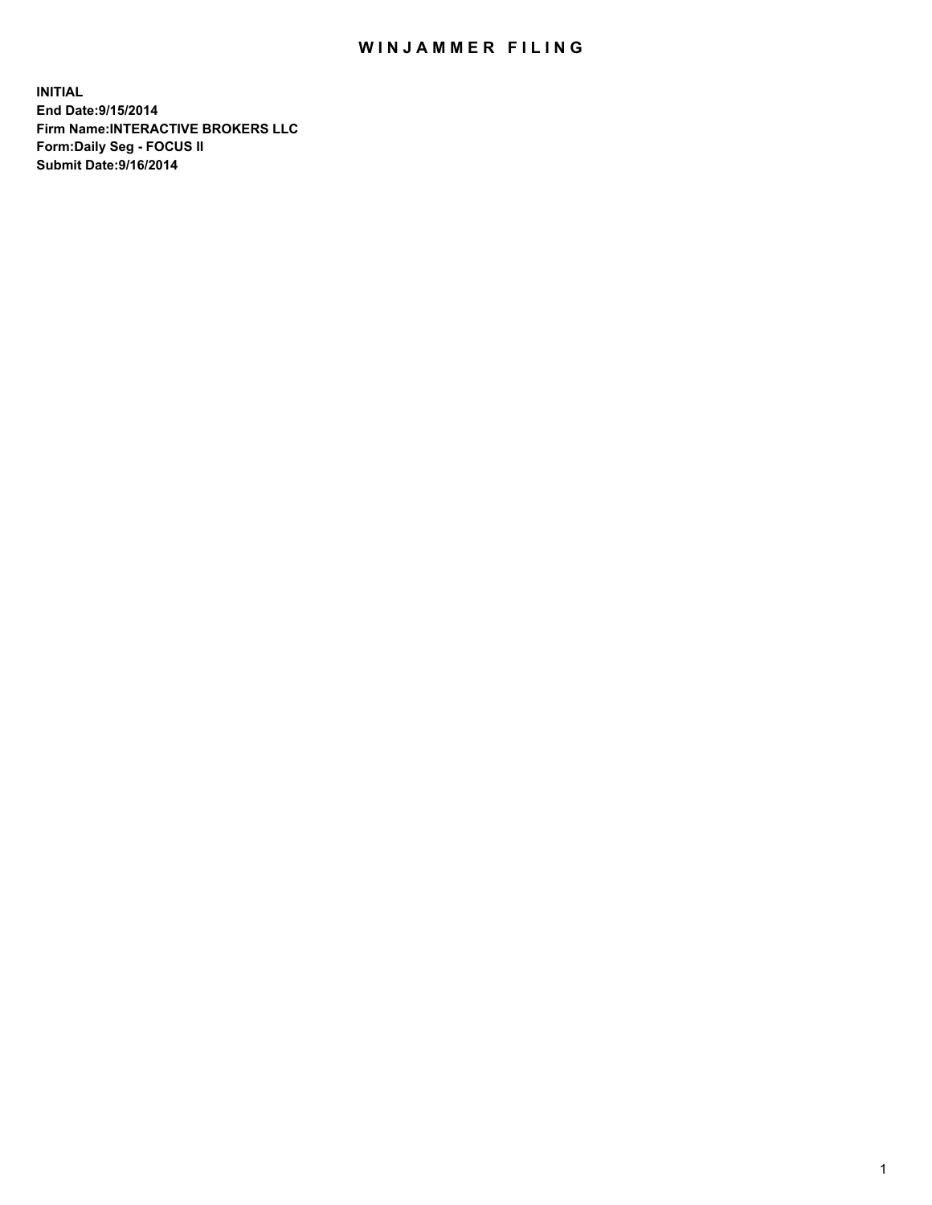# WINJAMMER FILING

**INITIAL**
**End Date:9/15/2014**
**Firm Name:INTERACTIVE BROKERS LLC**
**Form:Daily Seg - FOCUS II**
**Submit Date:9/16/2014**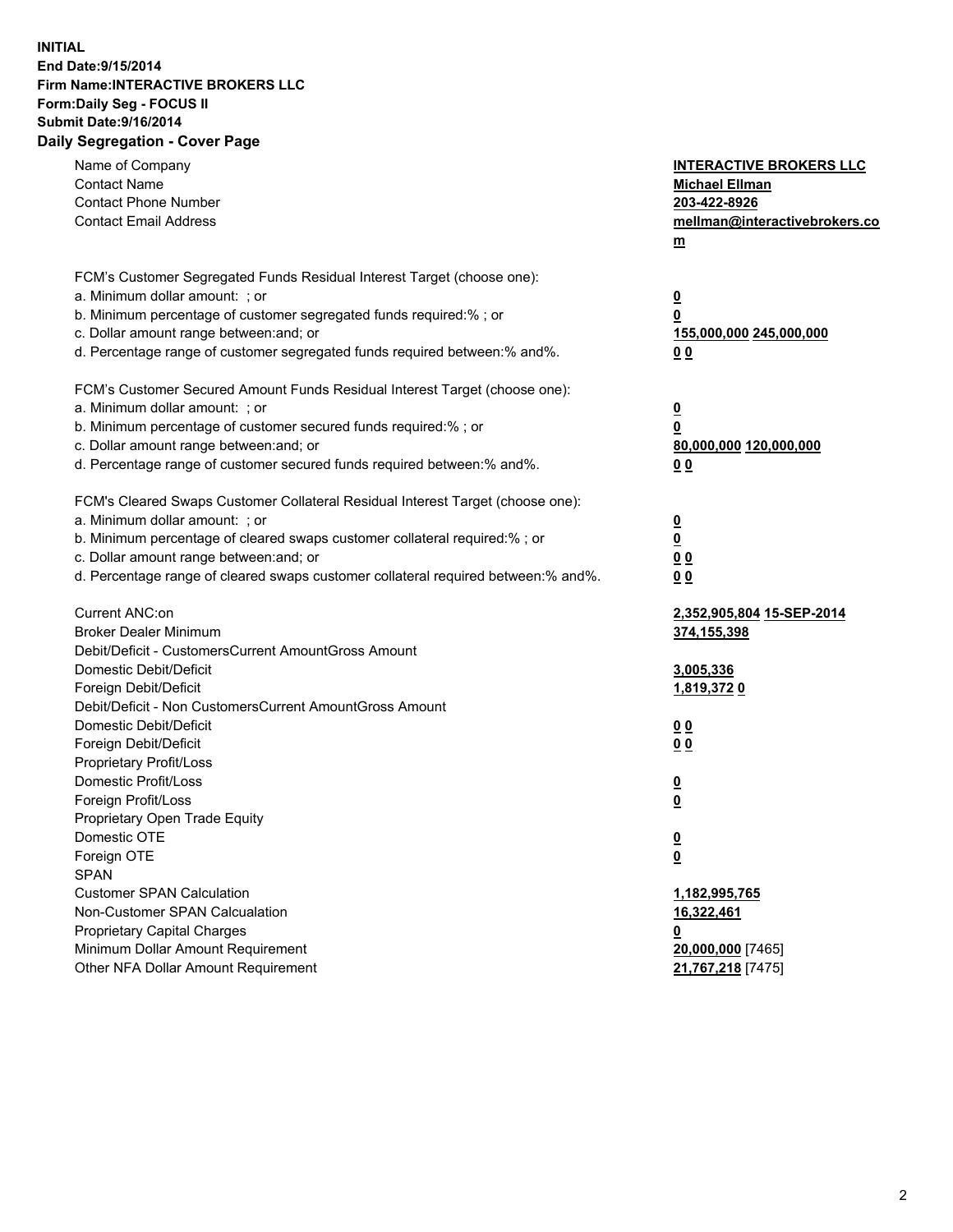**INITIAL**
**End Date:9/15/2014**
**Firm Name:INTERACTIVE BROKERS LLC**
**Form:Daily Seg - FOCUS II**
**Submit Date:9/16/2014**
**Daily Segregation - Cover Page**

| | |
|---|---|
| Name of Company | **INTERACTIVE BROKERS LLC** |
| Contact Name | **Michael Ellman** |
| Contact Phone Number | **203-422-8926** |
| Contact Email Address | **mellman@interactivebrokers.com** |
| FCM's Customer Segregated Funds Residual Interest Target (choose one): | |
| a. Minimum dollar amount: ; or | **0** |
| b. Minimum percentage of customer segregated funds required:% ; or | **0** |
| c. Dollar amount range between:and; or | **155,000,000 245,000,000** |
| d. Percentage range of customer segregated funds required between:% and%. | **0 0** |
| FCM's Customer Secured Amount Funds Residual Interest Target (choose one): | |
| a. Minimum dollar amount: ; or | **0** |
| b. Minimum percentage of customer secured funds required:% ; or | **0** |
| c. Dollar amount range between:and; or | **80,000,000 120,000,000** |
| d. Percentage range of customer secured funds required between:% and%. | **0 0** |
| FCM's Cleared Swaps Customer Collateral Residual Interest Target (choose one): | |
| a. Minimum dollar amount: ; or | **0** |
| b. Minimum percentage of cleared swaps customer collateral required:% ; or | **0** |
| c. Dollar amount range between:and; or | **0 0** |
| d. Percentage range of cleared swaps customer collateral required between:% and%. | **0 0** |
| Current ANC:on | **2,352,905,804 15-SEP-2014** |
| Broker Dealer Minimum | **374,155,398** |
| Debit/Deficit - CustomersCurrent AmountGross Amount | |
| Domestic Debit/Deficit | **3,005,336** |
| Foreign Debit/Deficit | **1,819,372 0** |
| Debit/Deficit - Non CustomersCurrent AmountGross Amount | |
| Domestic Debit/Deficit | **0 0** |
| Foreign Debit/Deficit | **0 0** |
| Proprietary Profit/Loss | |
| Domestic Profit/Loss | **0** |
| Foreign Profit/Loss | **0** |
| Proprietary Open Trade Equity | |
| Domestic OTE | **0** |
| Foreign OTE | **0** |
| SPAN | |
| Customer SPAN Calculation | **1,182,995,765** |
| Non-Customer SPAN Calcualation | **16,322,461** |
| Proprietary Capital Charges | **0** |
| Minimum Dollar Amount Requirement | **20,000,000** [7465] |
| Other NFA Dollar Amount Requirement | **21,767,218** [7475] |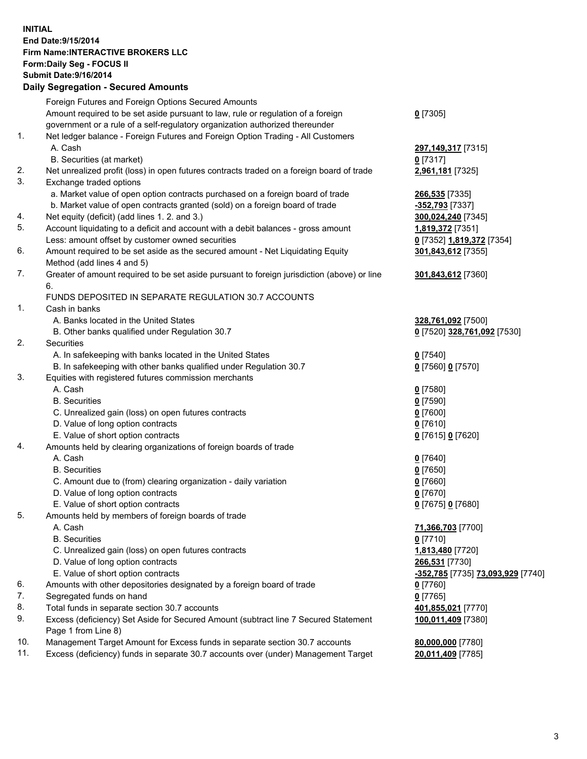**INITIAL**
**End Date:9/15/2014**
**Firm Name:INTERACTIVE BROKERS LLC**
**Form:Daily Seg - FOCUS II**
**Submit Date:9/16/2014**
**Daily Segregation - Secured Amounts**

| | | |
|---|---|---|
| | Foreign Futures and Foreign Options Secured Amounts | |
| | Amount required to be set aside pursuant to law, rule or regulation of a foreign government or a rule of a self-regulatory organization authorized thereunder | **0** [7305] |
| 1. | Net ledger balance - Foreign Futures and Foreign Option Trading - All Customers | |
| | A. Cash | **297,149,317** [7315] |
| | B. Securities (at market) | **0** [7317] |
| 2. | Net unrealized profit (loss) in open futures contracts traded on a foreign board of trade | **2,961,181** [7325] |
| 3. | Exchange traded options | |
| | a. Market value of open option contracts purchased on a foreign board of trade | **266,535** [7335] |
| | b. Market value of open contracts granted (sold) on a foreign board of trade | **-352,793** [7337] |
| 4. | Net equity (deficit) (add lines 1. 2. and 3.) | **300,024,240** [7345] |
| 5. | Account liquidating to a deficit and account with a debit balances - gross amount | **1,819,372** [7351] |
| | Less: amount offset by customer owned securities | **0** [7352] **1,819,372** [7354] |
| 6. | Amount required to be set aside as the secured amount - Net Liquidating Equity Method (add lines 4 and 5) | **301,843,612** [7355] |
| 7. | Greater of amount required to be set aside pursuant to foreign jurisdiction (above) or line 6. | **301,843,612** [7360] |
| | FUNDS DEPOSITED IN SEPARATE REGULATION 30.7 ACCOUNTS | |
| 1. | Cash in banks | |
| | A. Banks located in the United States | **328,761,092** [7500] |
| | B. Other banks qualified under Regulation 30.7 | **0** [7520] **328,761,092** [7530] |
| 2. | Securities | |
| | A. In safekeeping with banks located in the United States | **0** [7540] |
| | B. In safekeeping with other banks qualified under Regulation 30.7 | **0** [7560] **0** [7570] |
| 3. | Equities with registered futures commission merchants | |
| | A. Cash | **0** [7580] |
| | B. Securities | **0** [7590] |
| | C. Unrealized gain (loss) on open futures contracts | **0** [7600] |
| | D. Value of long option contracts | **0** [7610] |
| | E. Value of short option contracts | **0** [7615] **0** [7620] |
| 4. | Amounts held by clearing organizations of foreign boards of trade | |
| | A. Cash | **0** [7640] |
| | B. Securities | **0** [7650] |
| | C. Amount due to (from) clearing organization - daily variation | **0** [7660] |
| | D. Value of long option contracts | **0** [7670] |
| | E. Value of short option contracts | **0** [7675] **0** [7680] |
| 5. | Amounts held by members of foreign boards of trade | |
| | A. Cash | **71,366,703** [7700] |
| | B. Securities | **0** [7710] |
| | C. Unrealized gain (loss) on open futures contracts | **1,813,480** [7720] |
| | D. Value of long option contracts | **266,531** [7730] |
| | E. Value of short option contracts | **-352,785** [7735] **73,093,929** [7740] |
| 6. | Amounts with other depositories designated by a foreign board of trade | **0** [7760] |
| 7. | Segregated funds on hand | **0** [7765] |
| 8. | Total funds in separate section 30.7 accounts | **401,855,021** [7770] |
| 9. | Excess (deficiency) Set Aside for Secured Amount (subtract line 7 Secured Statement Page 1 from Line 8) | **100,011,409** [7380] |
| 10. | Management Target Amount for Excess funds in separate section 30.7 accounts | **80,000,000** [7780] |
| 11. | Excess (deficiency) funds in separate 30.7 accounts over (under) Management Target | **20,011,409** [7785] |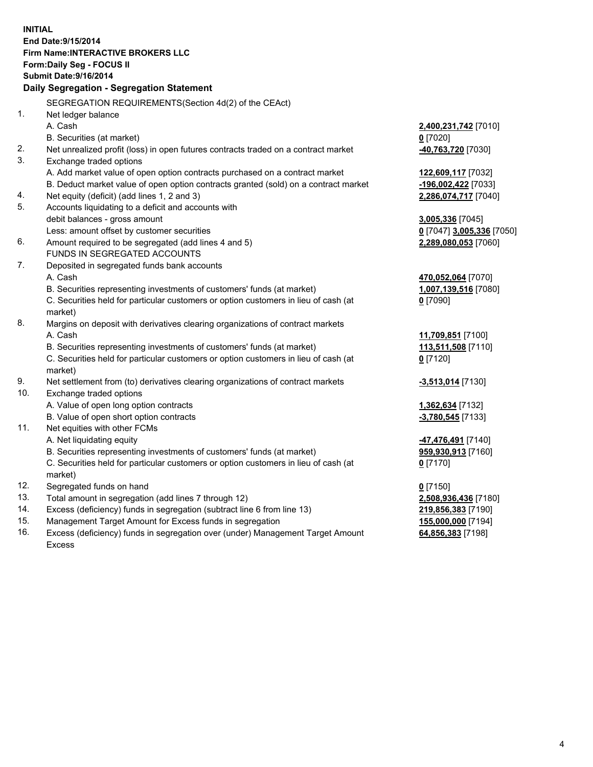**INITIAL**
**End Date:9/15/2014**
**Firm Name:INTERACTIVE BROKERS LLC**
**Form:Daily Seg - FOCUS II**
**Submit Date:9/16/2014**

## Daily Segregation - Segregation Statement

| | | |
|---|---|---|
| | SEGREGATION REQUIREMENTS(Section 4d(2) of the CEAct) | |
| 1. | Net ledger balance | |
| | A. Cash | **2,400,231,742** [7010] |
| | B. Securities (at market) | **0** [7020] |
| 2. | Net unrealized profit (loss) in open futures contracts traded on a contract market | **-40,763,720** [7030] |
| 3. | Exchange traded options | |
| | A. Add market value of open option contracts purchased on a contract market | **122,609,117** [7032] |
| | B. Deduct market value of open option contracts granted (sold) on a contract market | **-196,002,422** [7033] |
| 4. | Net equity (deficit) (add lines 1, 2 and 3) | **2,286,074,717** [7040] |
| 5. | Accounts liquidating to a deficit and accounts with debit balances - gross amount | **3,005,336** [7045] |
| | Less: amount offset by customer securities | **0** [7047] **3,005,336** [7050] |
| 6. | Amount required to be segregated (add lines 4 and 5) | **2,289,080,053** [7060] |
| | FUNDS IN SEGREGATED ACCOUNTS | |
| 7. | Deposited in segregated funds bank accounts | |
| | A. Cash | **470,052,064** [7070] |
| | B. Securities representing investments of customers' funds (at market) | **1,007,139,516** [7080] |
| | C. Securities held for particular customers or option customers in lieu of cash (at market) | **0** [7090] |
| 8. | Margins on deposit with derivatives clearing organizations of contract markets | |
| | A. Cash | **11,709,851** [7100] |
| | B. Securities representing investments of customers' funds (at market) | **113,511,508** [7110] |
| | C. Securities held for particular customers or option customers in lieu of cash (at market) | **0** [7120] |
| 9. | Net settlement from (to) derivatives clearing organizations of contract markets | **-3,513,014** [7130] |
| 10. | Exchange traded options | |
| | A. Value of open long option contracts | **1,362,634** [7132] |
| | B. Value of open short option contracts | **-3,780,545** [7133] |
| 11. | Net equities with other FCMs | |
| | A. Net liquidating equity | **-47,476,491** [7140] |
| | B. Securities representing investments of customers' funds (at market) | **959,930,913** [7160] |
| | C. Securities held for particular customers or option customers in lieu of cash (at market) | **0** [7170] |
| 12. | Segregated funds on hand | **0** [7150] |
| 13. | Total amount in segregation (add lines 7 through 12) | **2,508,936,436** [7180] |
| 14. | Excess (deficiency) funds in segregation (subtract line 6 from line 13) | **219,856,383** [7190] |
| 15. | Management Target Amount for Excess funds in segregation | **155,000,000** [7194] |
| 16. | Excess (deficiency) funds in segregation over (under) Management Target Amount Excess | **64,856,383** [7198] |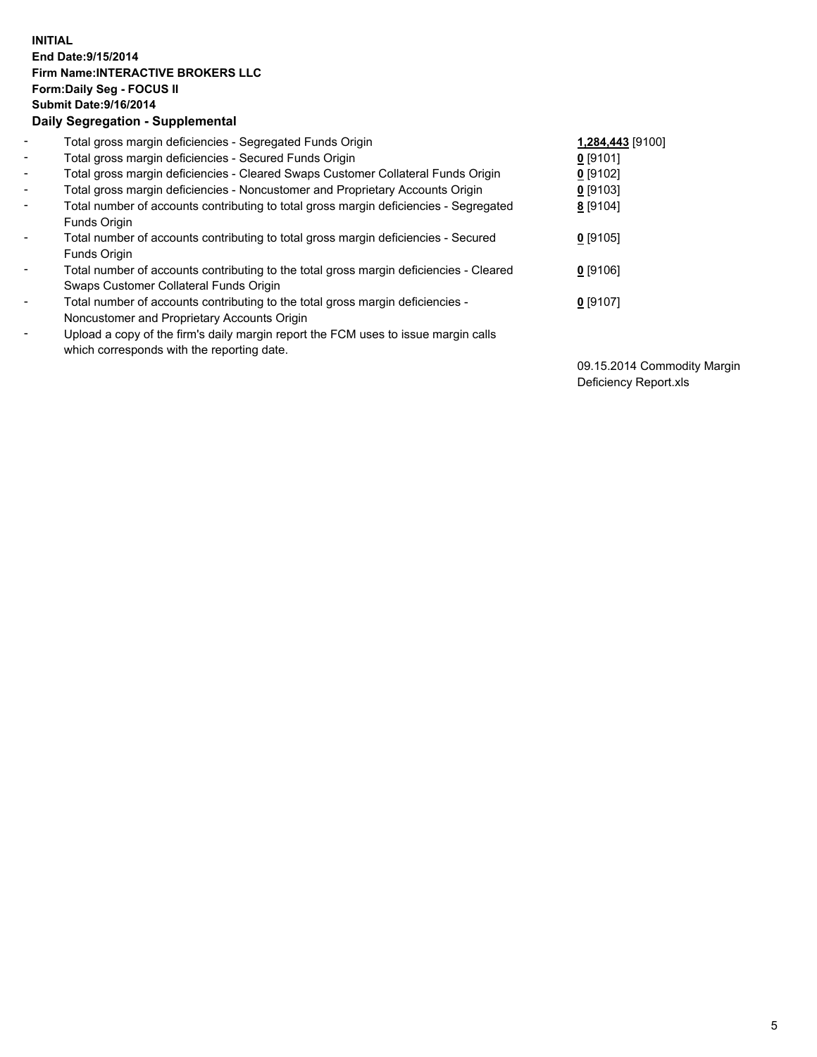**INITIAL**
**End Date:9/15/2014**
**Firm Name:INTERACTIVE BROKERS LLC**
**Form:Daily Seg - FOCUS II**
**Submit Date:9/16/2014**

## Daily Segregation - Supplemental

| | | |
|---|---|---|
| - | Total gross margin deficiencies - Segregated Funds Origin | **1,284,443** [9100] |
| - | Total gross margin deficiencies - Secured Funds Origin | **0** [9101] |
| - | Total gross margin deficiencies - Cleared Swaps Customer Collateral Funds Origin | **0** [9102] |
| - | Total gross margin deficiencies - Noncustomer and Proprietary Accounts Origin | **0** [9103] |
| - | Total number of accounts contributing to total gross margin deficiencies - Segregated Funds Origin | **8** [9104] |
| - | Total number of accounts contributing to total gross margin deficiencies - Secured Funds Origin | **0** [9105] |
| - | Total number of accounts contributing to the total gross margin deficiencies - Cleared Swaps Customer Collateral Funds Origin | **0** [9106] |
| - | Total number of accounts contributing to the total gross margin deficiencies - Noncustomer and Proprietary Accounts Origin | **0** [9107] |
| - | Upload a copy of the firm's daily margin report the FCM uses to issue margin calls which corresponds with the reporting date. | 09.15.2014 Commodity Margin Deficiency Report.xls |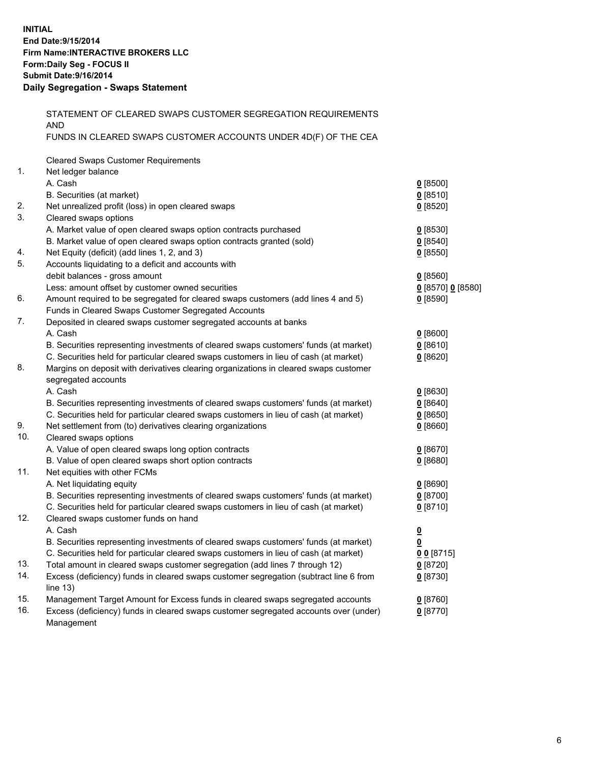**INITIAL**
**End Date:9/15/2014**
**Firm Name:INTERACTIVE BROKERS LLC**
**Form:Daily Seg - FOCUS II**
**Submit Date:9/16/2014**
**Daily Segregation - Swaps Statement**

STATEMENT OF CLEARED SWAPS CUSTOMER SEGREGATION REQUIREMENTS
AND
FUNDS IN CLEARED SWAPS CUSTOMER ACCOUNTS UNDER 4D(F) OF THE CEA

| | | |
|---|---|---|
| | Cleared Swaps Customer Requirements | |
| 1. | Net ledger balance | |
| | A. Cash | 0 [8500] |
| | B. Securities (at market) | 0 [8510] |
| 2. | Net unrealized profit (loss) in open cleared swaps | 0 [8520] |
| 3. | Cleared swaps options | |
| | A. Market value of open cleared swaps option contracts purchased | 0 [8530] |
| | B. Market value of open cleared swaps option contracts granted (sold) | 0 [8540] |
| 4. | Net Equity (deficit) (add lines 1, 2, and 3) | 0 [8550] |
| 5. | Accounts liquidating to a deficit and accounts with | |
| | debit balances - gross amount | 0 [8560] |
| | Less: amount offset by customer owned securities | 0 [8570] 0 [8580] |
| 6. | Amount required to be segregated for cleared swaps customers (add lines 4 and 5) | 0 [8590] |
| | Funds in Cleared Swaps Customer Segregated Accounts | |
| 7. | Deposited in cleared swaps customer segregated accounts at banks | |
| | A. Cash | 0 [8600] |
| | B. Securities representing investments of cleared swaps customers' funds (at market) | 0 [8610] |
| | C. Securities held for particular cleared swaps customers in lieu of cash (at market) | 0 [8620] |
| 8. | Margins on deposit with derivatives clearing organizations in cleared swaps customer segregated accounts | |
| | A. Cash | 0 [8630] |
| | B. Securities representing investments of cleared swaps customers' funds (at market) | 0 [8640] |
| | C. Securities held for particular cleared swaps customers in lieu of cash (at market) | 0 [8650] |
| 9. | Net settlement from (to) derivatives clearing organizations | 0 [8660] |
| 10. | Cleared swaps options | |
| | A. Value of open cleared swaps long option contracts | 0 [8670] |
| | B. Value of open cleared swaps short option contracts | 0 [8680] |
| 11. | Net equities with other FCMs | |
| | A. Net liquidating equity | 0 [8690] |
| | B. Securities representing investments of cleared swaps customers' funds (at market) | 0 [8700] |
| | C. Securities held for particular cleared swaps customers in lieu of cash (at market) | 0 [8710] |
| 12. | Cleared swaps customer funds on hand | |
| | A. Cash | 0 |
| | B. Securities representing investments of cleared swaps customers' funds (at market) | 0 |
| | C. Securities held for particular cleared swaps customers in lieu of cash (at market) | 0 0 [8715] |
| 13. | Total amount in cleared swaps customer segregation (add lines 7 through 12) | 0 [8720] |
| 14. | Excess (deficiency) funds in cleared swaps customer segregation (subtract line 6 from line 13) | 0 [8730] |
| 15. | Management Target Amount for Excess funds in cleared swaps segregated accounts | 0 [8760] |
| 16. | Excess (deficiency) funds in cleared swaps customer segregated accounts over (under) Management | 0 [8770] |